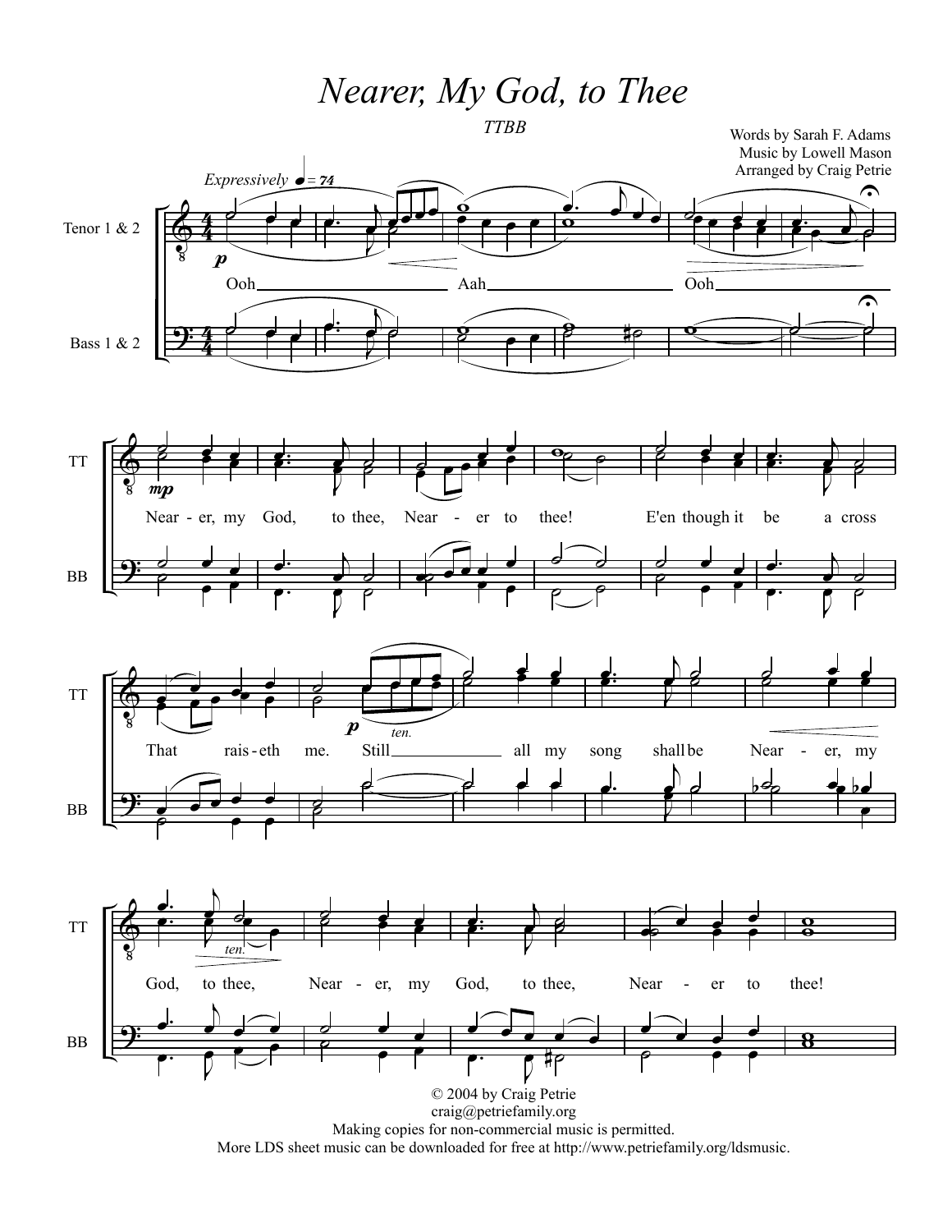# Nearer, My God, to Thee

*TTBB*

Words by Sarah F. Adams
Music by Lowell Mason
Arranged by Craig Petrie

*Expressively* ♩ = 74

Tenor 1 & 2
Bass 1 & 2

Ooh Aah Ooh

Near - er, my God, to thee, Near - er to thee! E'en though it be a cross

That rais - eth me. Still all my song shall be Near - er, my

God, to thee, Near - er, my God, to thee, Near - er to thee!

© 2004 by Craig Petrie
craig@petriefamily.org
Making copies for non-commercial music is permitted.
More LDS sheet music can be downloaded for free at http://www.petriefamily.org/ldsmusic.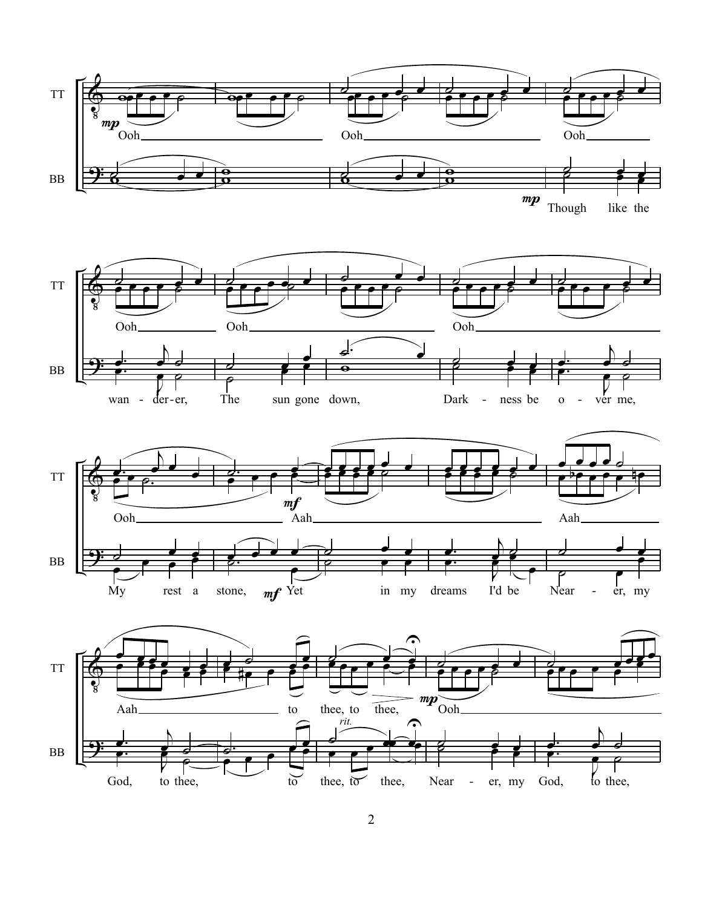TT: Ooh, Ooh, Ooh, Ooh, Ooh, Ooh, Ooh, Aah, Aah, Aah, to thee, to thee, Ooh

BB: Though like the wan - der - er, The sun gone down, Dark - ness be o - ver me, My rest a stone, Yet in my dreams I'd be Near - er, my God, to thee, to thee, to thee, Near - er, my God, to thee,

*mp* *mf* *rit.*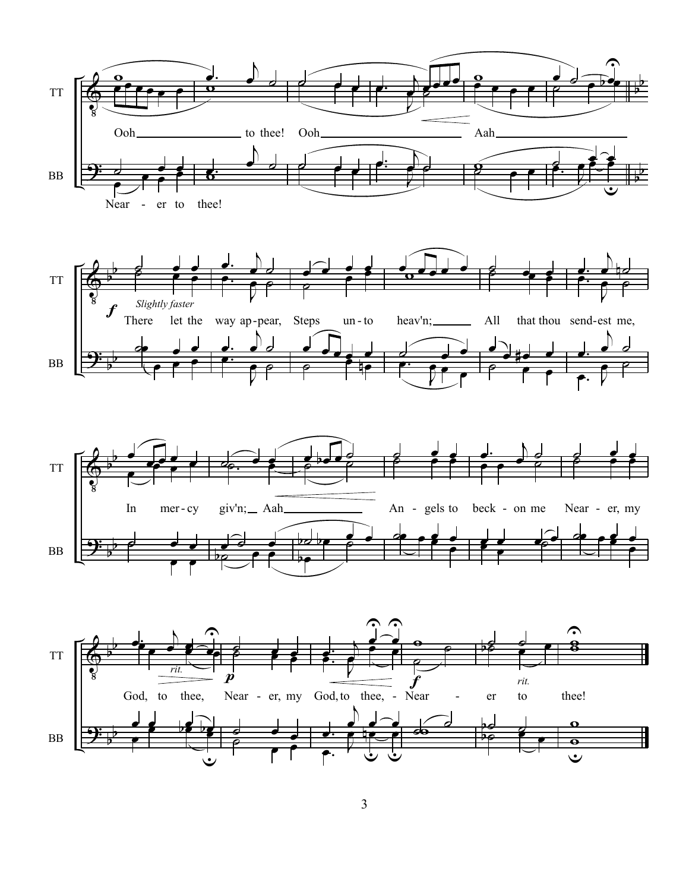TT

BB

Ooh to thee! Ooh Aah

Near - er to thee!

*f* *Slightly faster*

There let the way ap-pear, Steps un-to heav'n; All that thou send-est me,

In mer-cy giv'n; Aah An - gels to beck - on me Near - er, my

*rit.* *p* *f* *rit.*

God, to thee, Near - er, my God, to thee, - Near - er to thee!